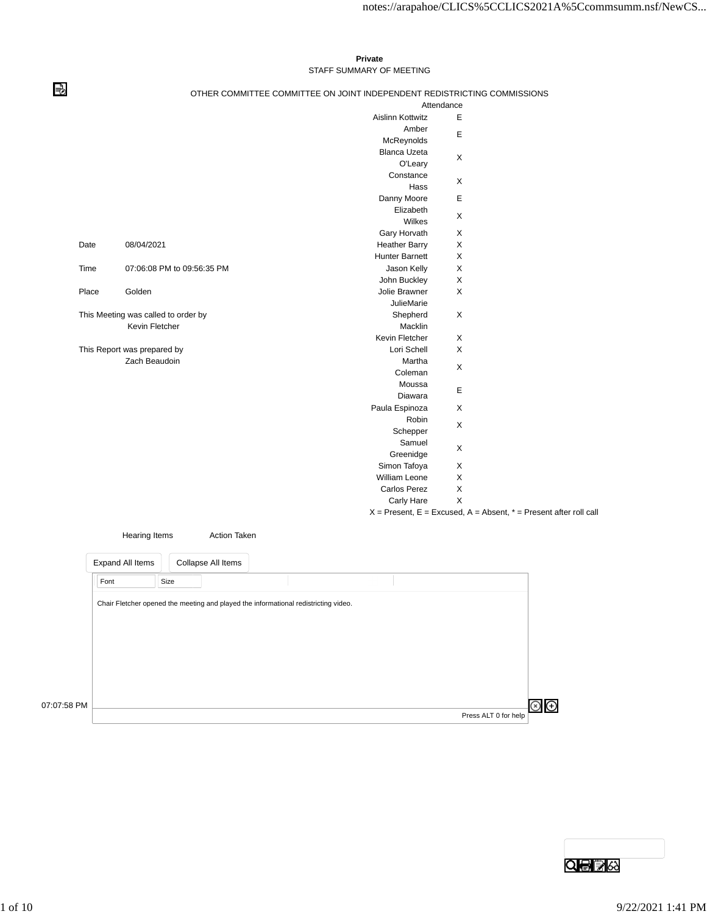**Private**

STAFF SUMMARY OF MEETING

OTHER COMMITTEE COMMITTEE ON JOINT INDEPENDENT REDISTRICTING COMMISSIONS

| | |
|---|---|
| Date | 08/04/2021 |
| Time | 07:06:08 PM to 09:56:35 PM |
| Place | Golden |
| This Meeting was called to order by | Kevin Fletcher |
| This Report was prepared by | Zach Beaudoin |

| Attendance | |
|---|---|
| Aislinn Kottwitz | E |
| Amber McReynolds | E |
| Blanca Uzeta O'Leary | X |
| Constance Hass | X |
| Danny Moore | E |
| Elizabeth Wilkes | X |
| Gary Horvath | X |
| Heather Barry | X |
| Hunter Barnett | X |
| Jason Kelly | X |
| John Buckley | X |
| Jolie Brawner | X |
| JulieMarie Shepherd Macklin | X |
| Kevin Fletcher | X |
| Lori Schell | X |
| Martha Coleman | X |
| Moussa Diawara | E |
| Paula Espinoza | X |
| Robin Schepper | X |
| Samuel Greenidge | X |
| Simon Tafoya | X |
| William Leone | X |
| Carlos Perez | X |
| Carly Hare | X |

X = Present, E = Excused, A = Absent, * = Present after roll call

| Hearing Items | Action Taken |
|---|---|

07:07:58 PM

Chair Fletcher opened the meeting and played the informational redistricting video.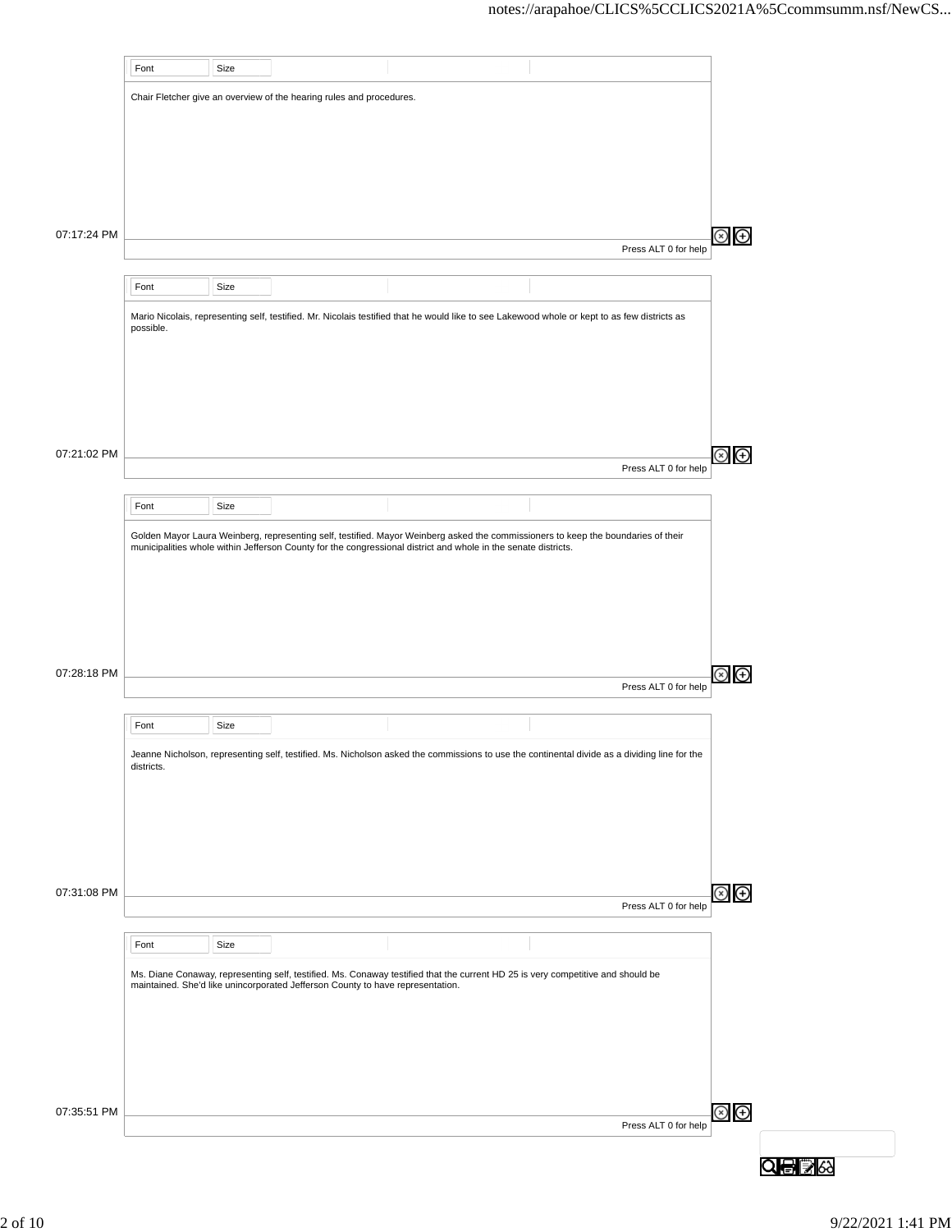Chair Fletcher give an overview of the hearing rules and procedures.

07:17:24 PM

Mario Nicolais, representing self, testified. Mr. Nicolais testified that he would like to see Lakewood whole or kept to as few districts as possible.

07:21:02 PM

Golden Mayor Laura Weinberg, representing self, testified. Mayor Weinberg asked the commissioners to keep the boundaries of their municipalities whole within Jefferson County for the congressional district and whole in the senate districts.

07:28:18 PM

Jeanne Nicholson, representing self, testified. Ms. Nicholson asked the commissions to use the continental divide as a dividing line for the districts.

07:31:08 PM

Ms. Diane Conaway, representing self, testified. Ms. Conaway testified that the current HD 25 is very competitive and should be maintained. She'd like unincorporated Jefferson County to have representation.

07:35:51 PM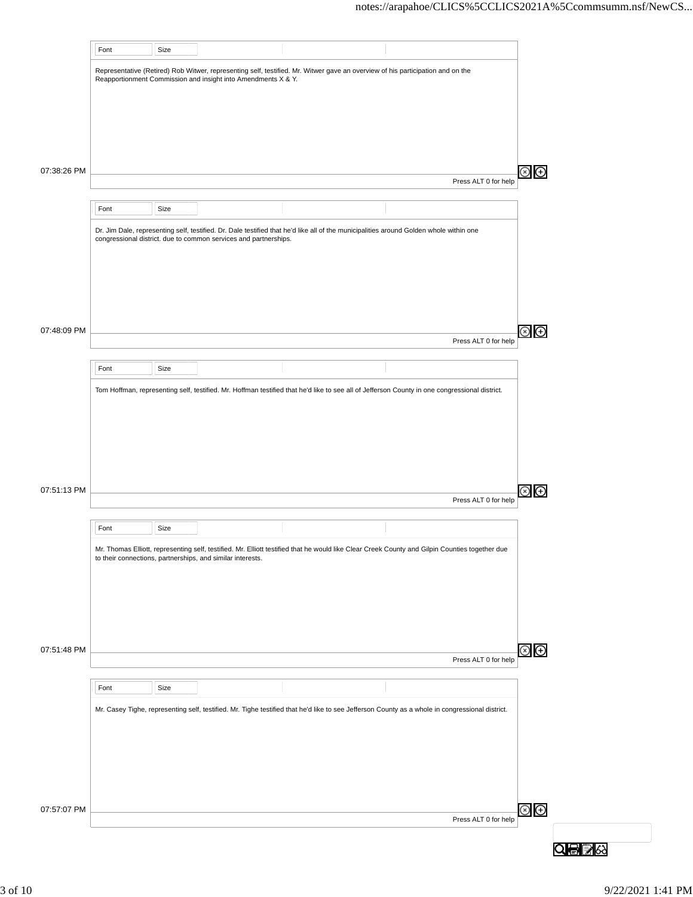Representative (Retired) Rob Witwer, representing self, testified. Mr. Witwer gave an overview of his participation and on the Reapportionment Commission and insight into Amendments X & Y.

07:38:26 PM

Dr. Jim Dale, representing self, testified. Dr. Dale testified that he'd like all of the municipalities around Golden whole within one congressional district. due to common services and partnerships.

07:48:09 PM

Tom Hoffman, representing self, testified. Mr. Hoffman testified that he'd like to see all of Jefferson County in one congressional district.

07:51:13 PM

Mr. Thomas Elliott, representing self, testified. Mr. Elliott testified that he would like Clear Creek County and Gilpin Counties together due to their connections, partnerships, and similar interests.

07:51:48 PM

Mr. Casey Tighe, representing self, testified. Mr. Tighe testified that he'd like to see Jefferson County as a whole in congressional district.

07:57:07 PM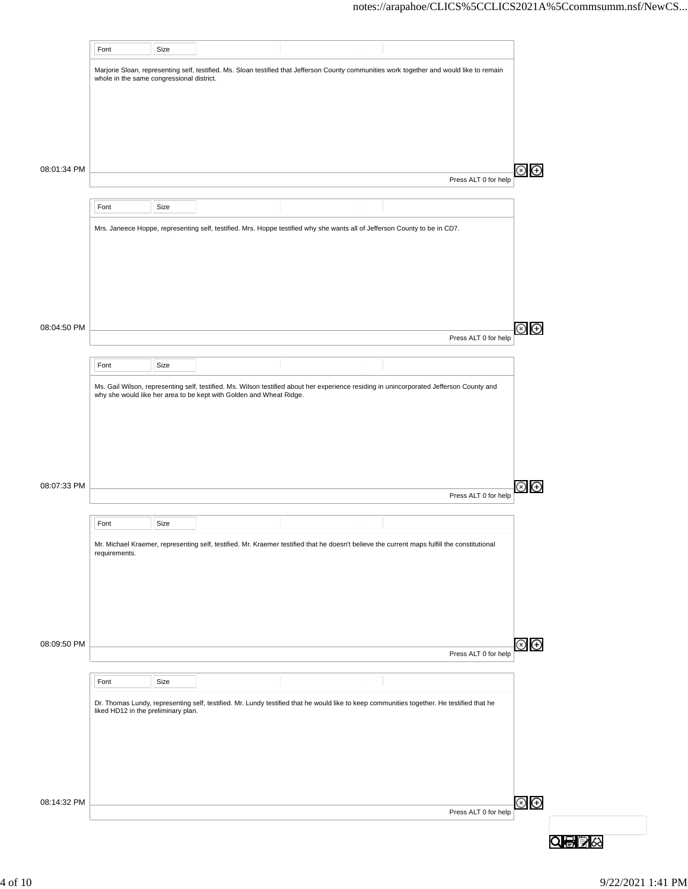Marjorie Sloan, representing self, testified. Ms. Sloan testified that Jefferson County communities work together and would like to remain whole in the same congressional district.

08:01:34 PM

Mrs. Janeece Hoppe, representing self, testified. Mrs. Hoppe testified why she wants all of Jefferson County to be in CD7.

08:04:50 PM

Ms. Gail Wilson, representing self, testified. Ms. Wilson testified about her experience residing in unincorporated Jefferson County and why she would like her area to be kept with Golden and Wheat Ridge.

08:07:33 PM

Mr. Michael Kraemer, representing self, testified. Mr. Kraemer testified that he doesn't believe the current maps fulfill the constitutional requirements.

08:09:50 PM

Dr. Thomas Lundy, representing self, testified. Mr. Lundy testified that he would like to keep communities together. He testified that he liked HD12 in the preliminary plan.

08:14:32 PM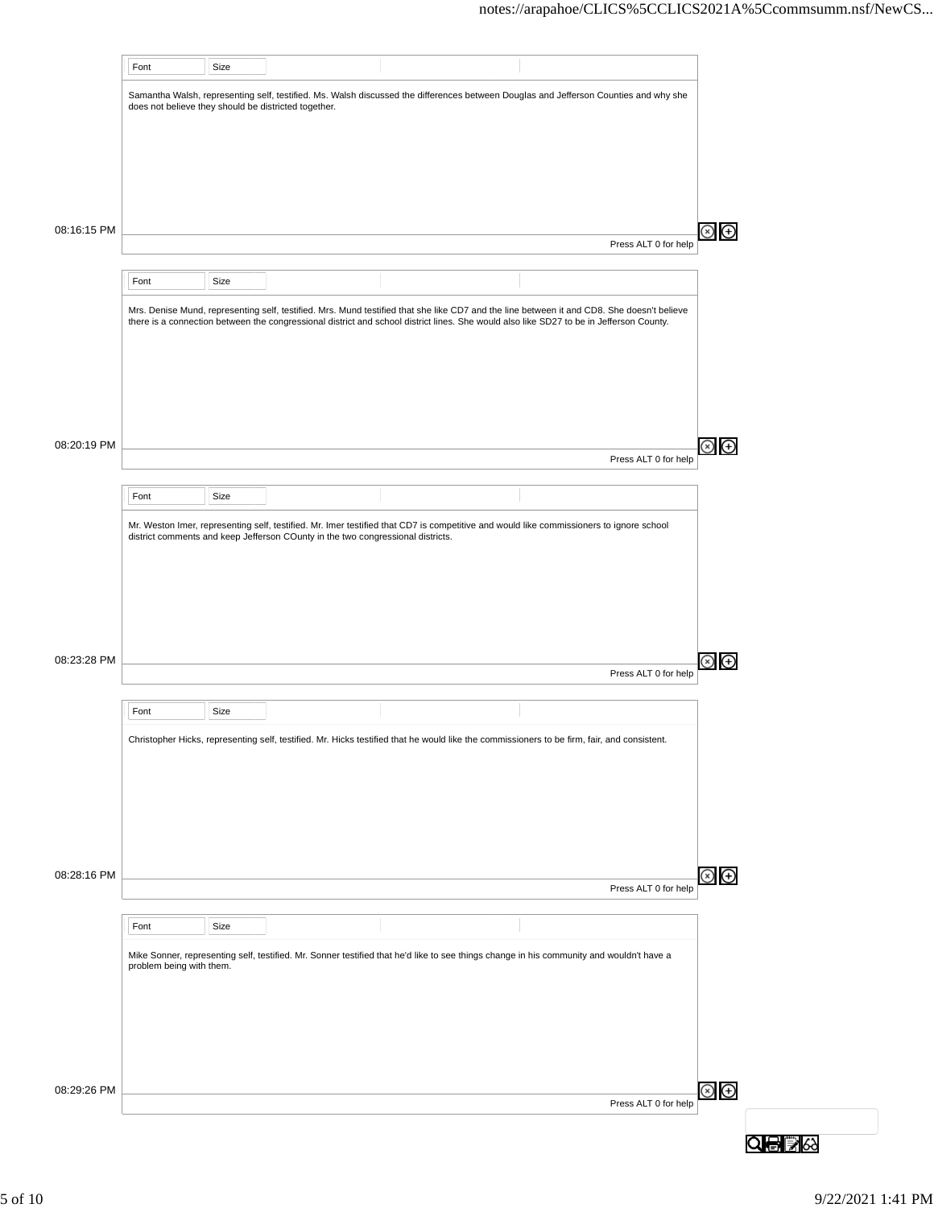Samantha Walsh, representing self, testified. Ms. Walsh discussed the differences between Douglas and Jefferson Counties and why she does not believe they should be districted together.

08:16:15 PM

Mrs. Denise Mund, representing self, testified. Mrs. Mund testified that she like CD7 and the line between it and CD8. She doesn't believe there is a connection between the congressional district and school district lines. She would also like SD27 to be in Jefferson County.

08:20:19 PM

Mr. Weston Imer, representing self, testified. Mr. Imer testified that CD7 is competitive and would like commissioners to ignore school district comments and keep Jefferson COunty in the two congressional districts.

08:23:28 PM

Christopher Hicks, representing self, testified. Mr. Hicks testified that he would like the commissioners to be firm, fair, and consistent.

08:28:16 PM

Mike Sonner, representing self, testified. Mr. Sonner testified that he'd like to see things change in his community and wouldn't have a problem being with them.

08:29:26 PM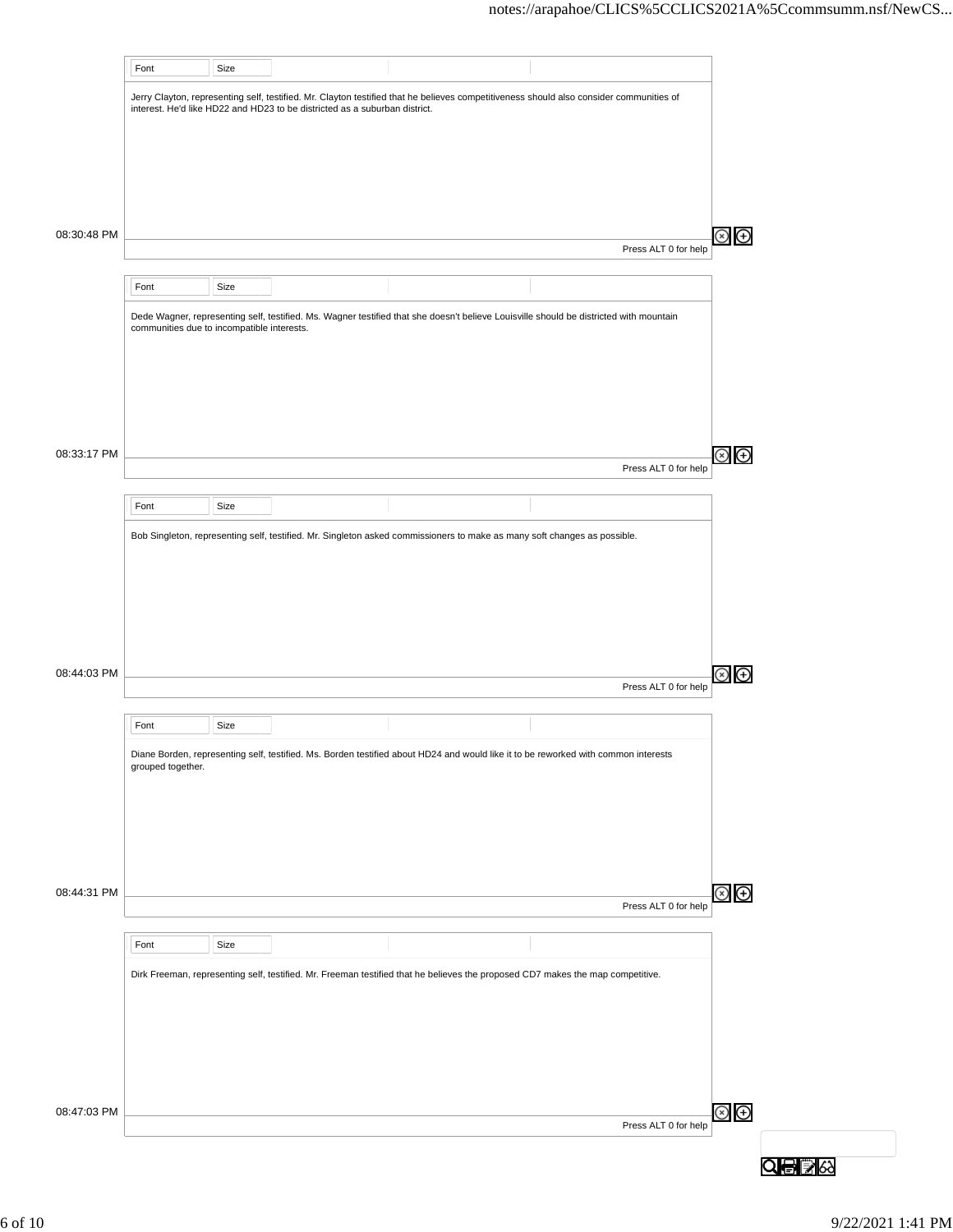Jerry Clayton, representing self, testified. Mr. Clayton testified that he believes competitiveness should also consider communities of interest. He'd like HD22 and HD23 to be districted as a suburban district.

08:30:48 PM

Dede Wagner, representing self, testified. Ms. Wagner testified that she doesn't believe Louisville should be districted with mountain communities due to incompatible interests.

08:33:17 PM

Bob Singleton, representing self, testified. Mr. Singleton asked commissioners to make as many soft changes as possible.

08:44:03 PM

Diane Borden, representing self, testified. Ms. Borden testified about HD24 and would like it to be reworked with common interests grouped together.

08:44:31 PM

Dirk Freeman, representing self, testified. Mr. Freeman testified that he believes the proposed CD7 makes the map competitive.

08:47:03 PM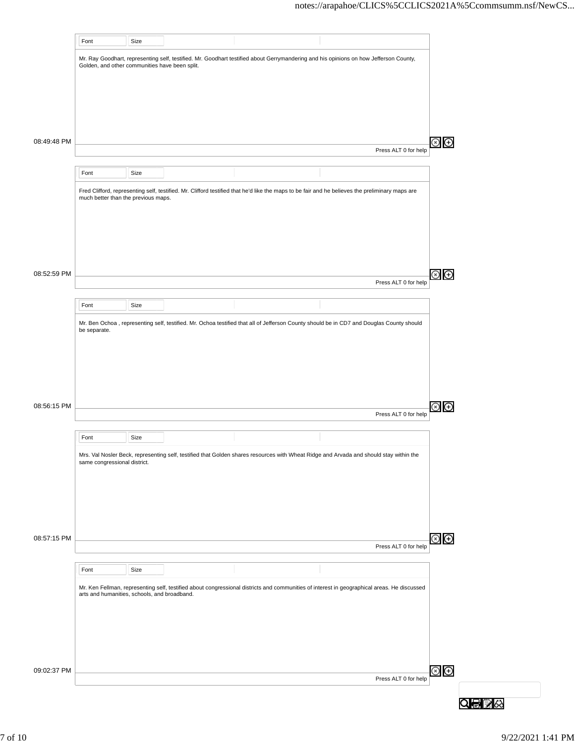08:49:48 PM

Mr. Ray Goodhart, representing self, testified. Mr. Goodhart testified about Gerrymandering and his opinions on how Jefferson County, Golden, and other communities have been split.

08:52:59 PM

Fred Clifford, representing self, testified. Mr. Clifford testified that he'd like the maps to be fair and he believes the preliminary maps are much better than the previous maps.

08:56:15 PM

Mr. Ben Ochoa , representing self, testified. Mr. Ochoa testified that all of Jefferson County should be in CD7 and Douglas County should be separate.

08:57:15 PM

Mrs. Val Nosler Beck, representing self, testified that Golden shares resources with Wheat Ridge and Arvada and should stay within the same congressional district.

09:02:37 PM

Mr. Ken Fellman, representing self, testified about congressional districts and communities of interest in geographical areas. He discussed arts and humanities, schools, and broadband.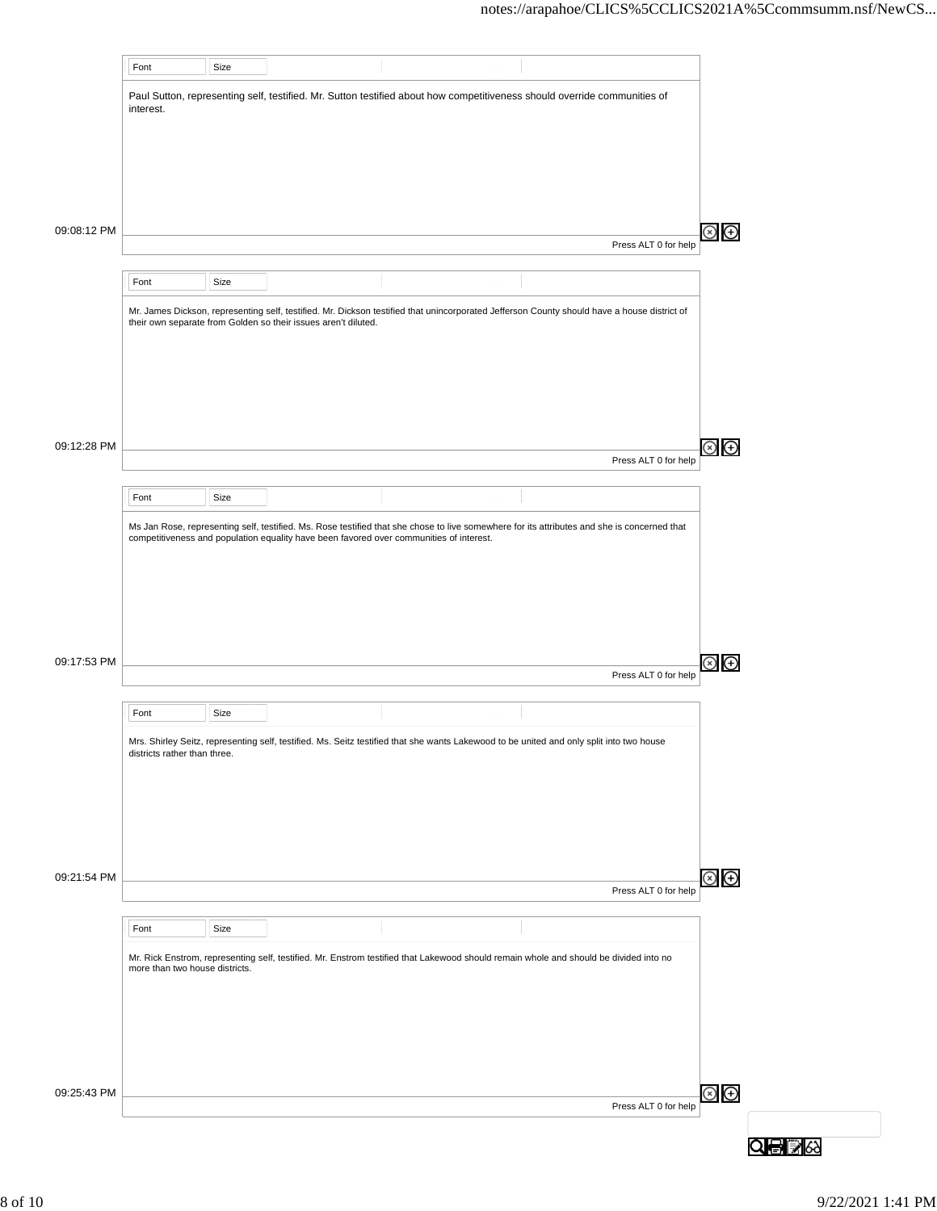Paul Sutton, representing self, testified. Mr. Sutton testified about how competitiveness should override communities of interest.

09:08:12 PM

Mr. James Dickson, representing self, testified. Mr. Dickson testified that unincorporated Jefferson County should have a house district of their own separate from Golden so their issues aren't diluted.

09:12:28 PM

Ms Jan Rose, representing self, testified. Ms. Rose testified that she chose to live somewhere for its attributes and she is concerned that competitiveness and population equality have been favored over communities of interest.

09:17:53 PM

Mrs. Shirley Seitz, representing self, testified. Ms. Seitz testified that she wants Lakewood to be united and only split into two house districts rather than three.

09:21:54 PM

Mr. Rick Enstrom, representing self, testified. Mr. Enstrom testified that Lakewood should remain whole and should be divided into no more than two house districts.

09:25:43 PM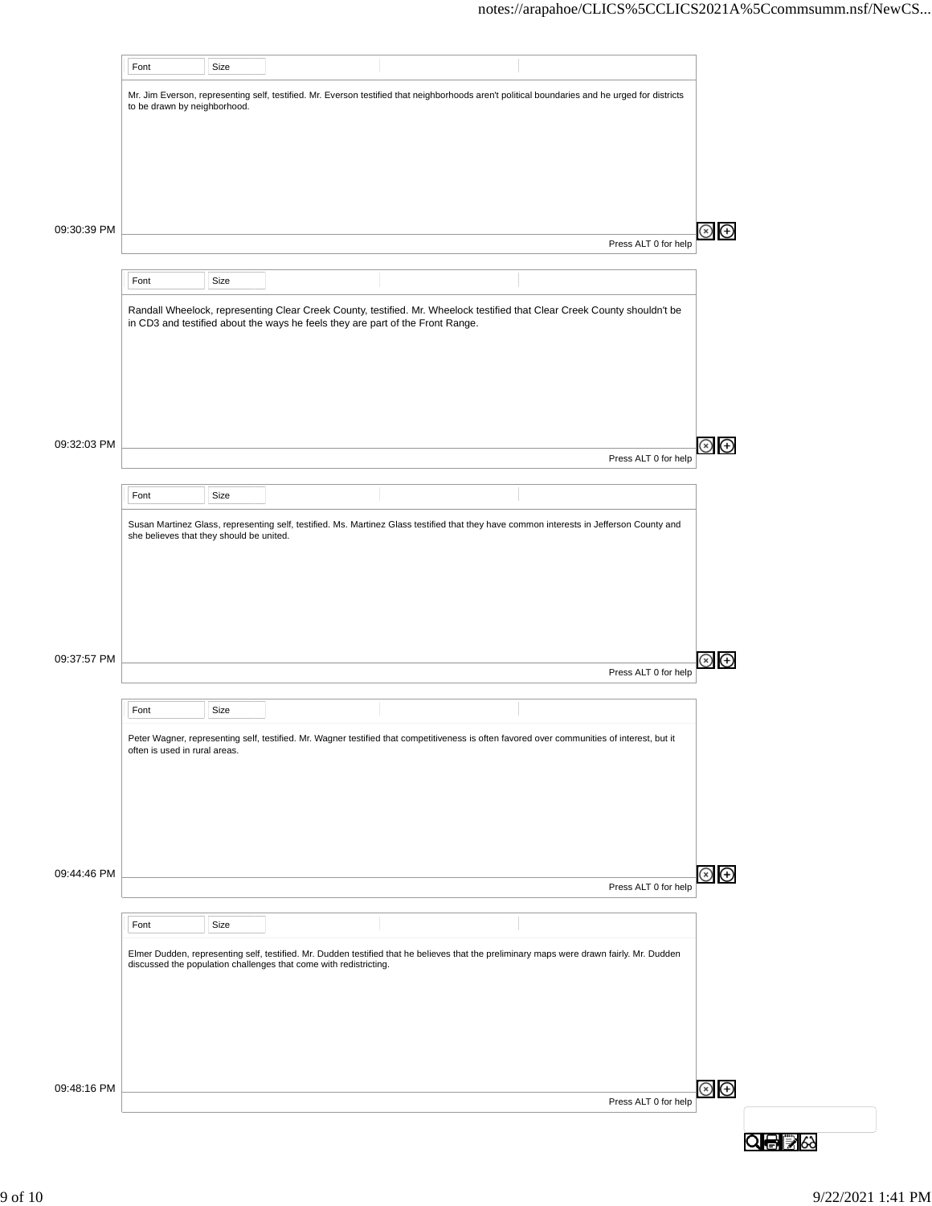Mr. Jim Everson, representing self, testified. Mr. Everson testified that neighborhoods aren't political boundaries and he urged for districts to be drawn by neighborhood.

09:30:39 PM

Randall Wheelock, representing Clear Creek County, testified. Mr. Wheelock testified that Clear Creek County shouldn't be in CD3 and testified about the ways he feels they are part of the Front Range.

09:32:03 PM

Susan Martinez Glass, representing self, testified. Ms. Martinez Glass testified that they have common interests in Jefferson County and she believes that they should be united.

09:37:57 PM

Peter Wagner, representing self, testified. Mr. Wagner testified that competitiveness is often favored over communities of interest, but it often is used in rural areas.

09:44:46 PM

Elmer Dudden, representing self, testified. Mr. Dudden testified that he believes that the preliminary maps were drawn fairly. Mr. Dudden discussed the population challenges that come with redistricting.

09:48:16 PM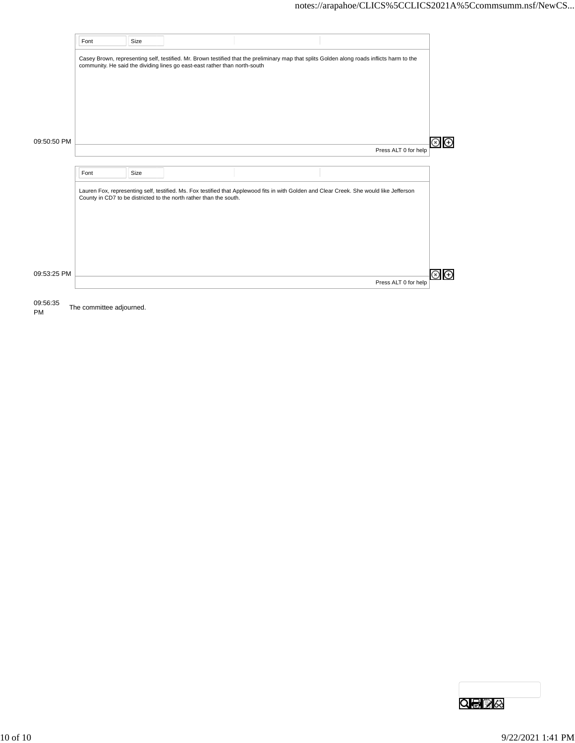09:50:50 PM

Casey Brown, representing self, testified. Mr. Brown testified that the preliminary map that splits Golden along roads inflicts harm to the community. He said the dividing lines go east-east rather than north-south

09:53:25 PM

Lauren Fox, representing self, testified. Ms. Fox testified that Applewood fits in with Golden and Clear Creek. She would like Jefferson County in CD7 to be districted to the north rather than the south.

09:56:35 PM

The committee adjourned.